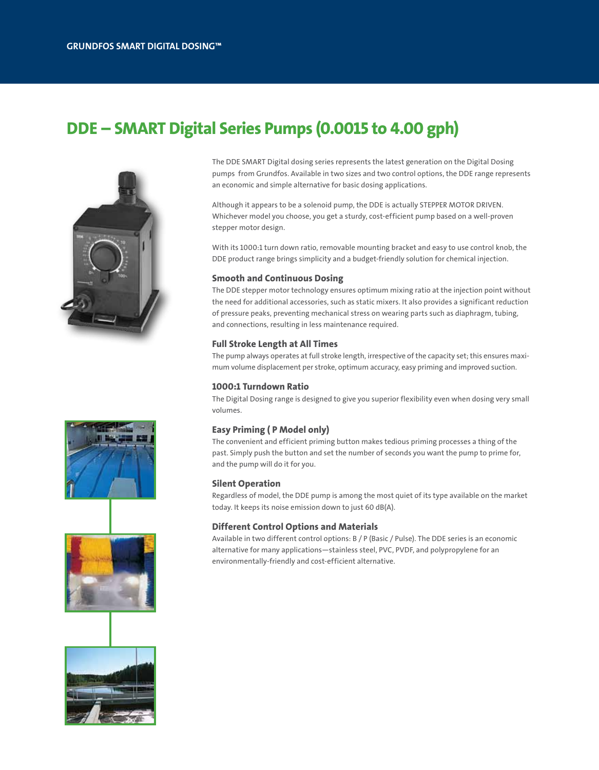# DDE – SMART Digital Series Pumps (0.0015 to 4.00 gph)

The DDE SMART Digital dosing series represents the latest generation on the Digital Dosing pumps from Grundfos. Available in two sizes and two control options, the DDE range represents an economic and simple alternative for basic dosing applications.

Although it appears to be a solenoid pump, the DDE is actually STEPPER MOTOR DRIVEN. Whichever model you choose, you get a sturdy, cost-efficient pump based on a well-proven stepper motor design.

With its 1000:1 turn down ratio, removable mounting bracket and easy to use control knob, the DDE product range brings simplicity and a budget-friendly solution for chemical injection.

### Smooth and Continuous Dosing

The DDE stepper motor technology ensures optimum mixing ratio at the injection point without the need for additional accessories, such as static mixers. It also provides a significant reduction of pressure peaks, preventing mechanical stress on wearing parts such as diaphragm, tubing, and connections, resulting in less maintenance required.

### Full Stroke Length at All Times

The pump always operates at full stroke length, irrespective of the capacity set; this ensures maximum volume displacement per stroke, optimum accuracy, easy priming and improved suction.

### 1000:1 Turndown Ratio

The Digital Dosing range is designed to give you superior flexibility even when dosing very small volumes.

### Easy Priming ( P Model only)

The convenient and efficient priming button makes tedious priming processes a thing of the past. Simply push the button and set the number of seconds you want the pump to prime for, and the pump will do it for you.

### Silent Operation

Regardless of model, the DDE pump is among the most quiet of its type available on the market today. It keeps its noise emission down to just 60 dB(A).

### Different Control Options and Materials

Available in two different control options: B / P (Basic / Pulse). The DDE series is an economic alternative for many applications—stainless steel, PVC, PVDF, and polypropylene for an environmentally-friendly and cost-efficient alternative.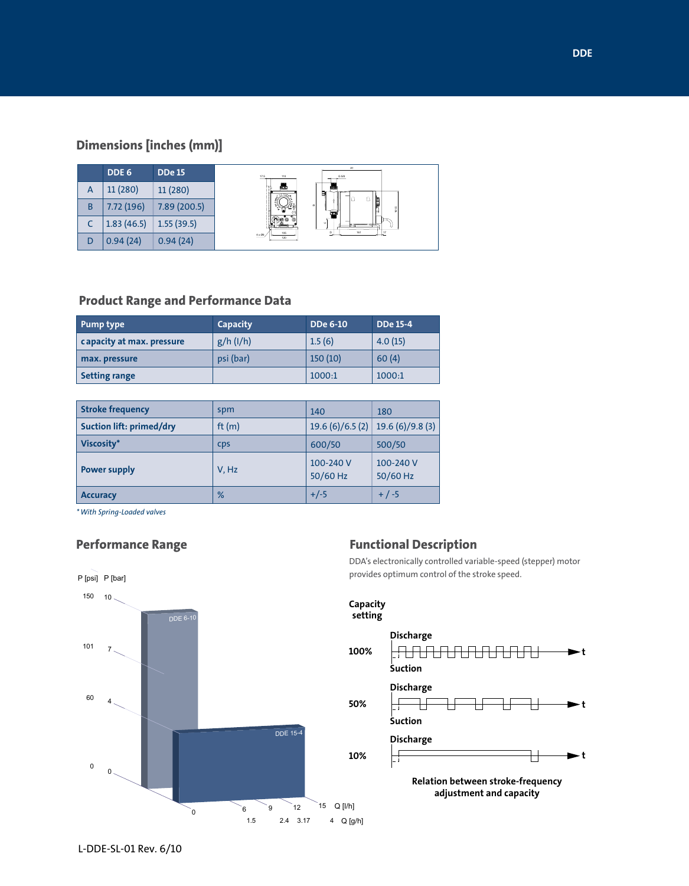## Dimensions [inches (mm)]

| | DDE 6 | DDe 15 |
|---|---|---|
| A | 11 (280) | 11 (280) |
| B | 7.72 (196) | 7.89 (200.5) |
| C | 1.83 (46.5) | 1.55 (39.5) |
| D | 0.94 (24) | 0.94 (24) |

## Product Range and Performance Data

| Pump type | Capacity | DDe 6-10 | DDe 15-4 |
|---|---|---|---|
| capacity at max. pressure | g/h (l/h) | 1.5 (6) | 4.0 (15) |
| max. pressure | psi (bar) | 150 (10) | 60 (4) |
| Setting range | | 1000:1 | 1000:1 |
| Stroke frequency | spm | 140 | 180 |
| Suction lift: primed/dry | ft (m) | 19.6 (6)/6.5 (2) | 19.6 (6)/9.8 (3) |
| Viscosity* | cps | 600/50 | 500/50 |
| Power supply | V, Hz | 100-240 V 50/60 Hz | 100-240 V 50/60 Hz |
| Accuracy | % | +/-5 | + / -5 |

*\* With Spring-Loaded valves*

## Performance Range

P [psi] P [bar]

150 10

101 7

60 4

0 0

DDE 6-10

DDE 15-4

0 6 9 12 15 Q [l/h]

1.5 2.4 3.17 4 Q [g/h]

## Functional Description

DDA's electronically controlled variable-speed (stepper) motor provides optimum control of the stroke speed.

Capacity setting

100% Discharge Suction t

50% Discharge Suction t

10% Discharge t

**Relation between stroke-frequency adjustment and capacity**

L-DDE-SL-01 Rev. 6/10